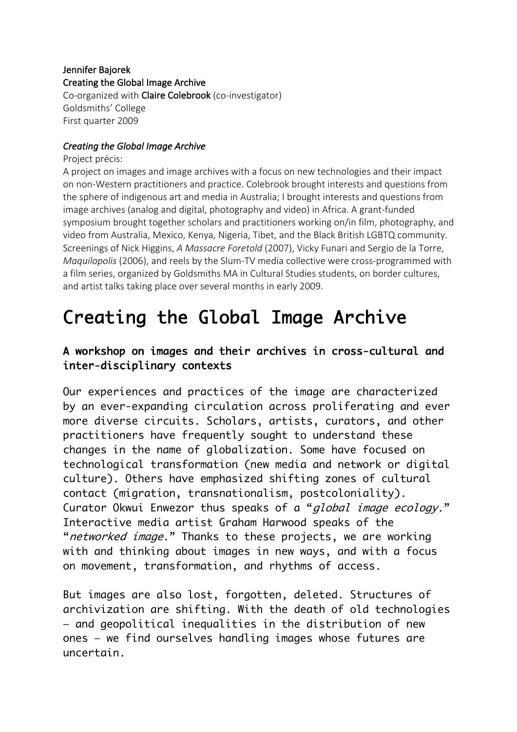**Jennifer Bajorek**
**Creating the Global Image Archive**
Co-organized with **Claire Colebrook** (co-investigator)
Goldsmiths' College
First quarter 2009

***Creating the Global Image Archive***
Project précis:
A project on images and image archives with a focus on new technologies and their impact on non-Western practitioners and practice. Colebrook brought interests and questions from the sphere of indigenous art and media in Australia; I brought interests and questions from image archives (analog and digital, photography and video) in Africa. A grant-funded symposium brought together scholars and practitioners working on/in film, photography, and video from Australia, Mexico, Kenya, Nigeria, Tibet, and the Black British LGBTQ community. Screenings of Nick Higgins, *A Massacre Foretold* (2007), Vicky Funari and Sergio de la Torre, *Maquilopolis* (2006), and reels by the Slum-TV media collective were cross-programmed with a film series, organized by Goldsmiths MA in Cultural Studies students, on border cultures, and artist talks taking place over several months in early 2009.

# Creating the Global Image Archive

### A workshop on images and their archives in cross-cultural and inter-disciplinary contexts

Our experiences and practices of the image are characterized by an ever-expanding circulation across proliferating and ever more diverse circuits. Scholars, artists, curators, and other practitioners have frequently sought to understand these changes in the name of globalization. Some have focused on technological transformation (new media and network or digital culture). Others have emphasized shifting zones of cultural contact (migration, transnationalism, postcoloniality). Curator Okwui Enwezor thus speaks of a "*global image ecology*." Interactive media artist Graham Harwood speaks of the "*networked image*." Thanks to these projects, we are working with and thinking about images in new ways, and with a focus on movement, transformation, and rhythms of access.

But images are also lost, forgotten, deleted. Structures of archivization are shifting. With the death of old technologies – and geopolitical inequalities in the distribution of new ones – we find ourselves handling images whose futures are uncertain.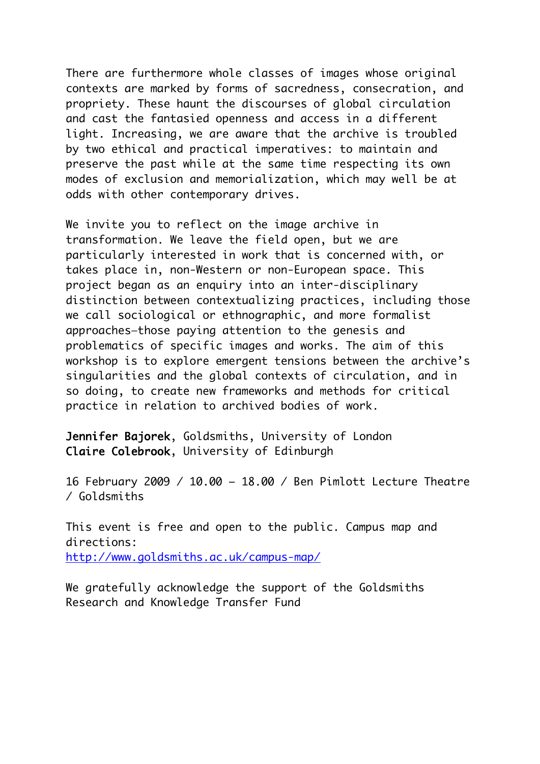There are furthermore whole classes of images whose original contexts are marked by forms of sacredness, consecration, and propriety. These haunt the discourses of global circulation and cast the fantasied openness and access in a different light. Increasing, we are aware that the archive is troubled by two ethical and practical imperatives: to maintain and preserve the past while at the same time respecting its own modes of exclusion and memorialization, which may well be at odds with other contemporary drives.

We invite you to reflect on the image archive in transformation. We leave the field open, but we are particularly interested in work that is concerned with, or takes place in, non-Western or non-European space. This project began as an enquiry into an inter-disciplinary distinction between contextualizing practices, including those we call sociological or ethnographic, and more formalist approaches—those paying attention to the genesis and problematics of specific images and works. The aim of this workshop is to explore emergent tensions between the archive's singularities and the global contexts of circulation, and in so doing, to create new frameworks and methods for critical practice in relation to archived bodies of work.

Jennifer Bajorek, Goldsmiths, University of London
Claire Colebrook, University of Edinburgh

16 February 2009 / 10.00 – 18.00 / Ben Pimlott Lecture Theatre / Goldsmiths

This event is free and open to the public. Campus map and directions:
http://www.goldsmiths.ac.uk/campus-map/

We gratefully acknowledge the support of the Goldsmiths Research and Knowledge Transfer Fund